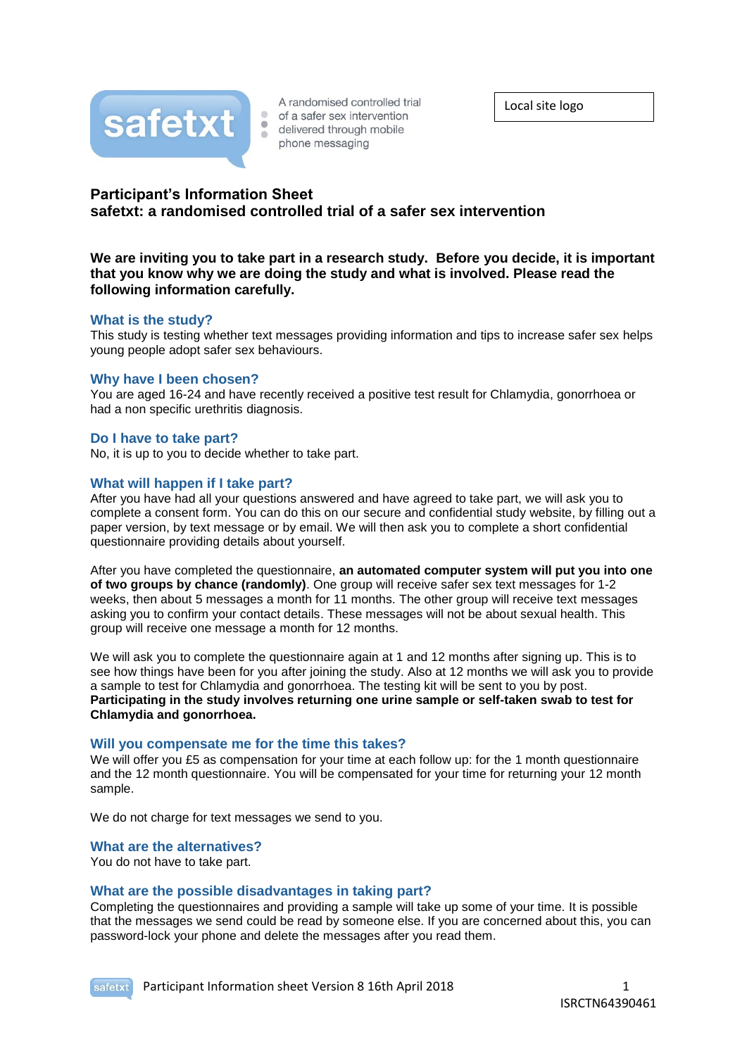safetxt

A randomised controlled trial of a safer sex intervention delivered through mobile phone messaging

Local site logo

# Participant's Information Sheet
# safetxt: a randomised controlled trial of a safer sex intervention

**We are inviting you to take part in a research study. Before you decide, it is important that you know why we are doing the study and what is involved. Please read the following information carefully.**

## What is the study?

This study is testing whether text messages providing information and tips to increase safer sex helps young people adopt safer sex behaviours.

## Why have I been chosen?

You are aged 16-24 and have recently received a positive test result for Chlamydia, gonorrhoea or had a non specific urethritis diagnosis.

## Do I have to take part?

No, it is up to you to decide whether to take part.

## What will happen if I take part?

After you have had all your questions answered and have agreed to take part, we will ask you to complete a consent form. You can do this on our secure and confidential study website, by filling out a paper version, by text message or by email. We will then ask you to complete a short confidential questionnaire providing details about yourself.

After you have completed the questionnaire, **an automated computer system will put you into one of two groups by chance (randomly)**. One group will receive safer sex text messages for 1-2 weeks, then about 5 messages a month for 11 months. The other group will receive text messages asking you to confirm your contact details. These messages will not be about sexual health. This group will receive one message a month for 12 months.

We will ask you to complete the questionnaire again at 1 and 12 months after signing up. This is to see how things have been for you after joining the study. Also at 12 months we will ask you to provide a sample to test for Chlamydia and gonorrhoea. The testing kit will be sent to you by post. **Participating in the study involves returning one urine sample or self-taken swab to test for Chlamydia and gonorrhoea.**

## Will you compensate me for the time this takes?

We will offer you £5 as compensation for your time at each follow up: for the 1 month questionnaire and the 12 month questionnaire. You will be compensated for your time for returning your 12 month sample.

We do not charge for text messages we send to you.

## What are the alternatives?

You do not have to take part.

## What are the possible disadvantages in taking part?

Completing the questionnaires and providing a sample will take up some of your time. It is possible that the messages we send could be read by someone else. If you are concerned about this, you can password-lock your phone and delete the messages after you read them.

Participant Information sheet Version 8 16th April 2018

ISRCTN64390461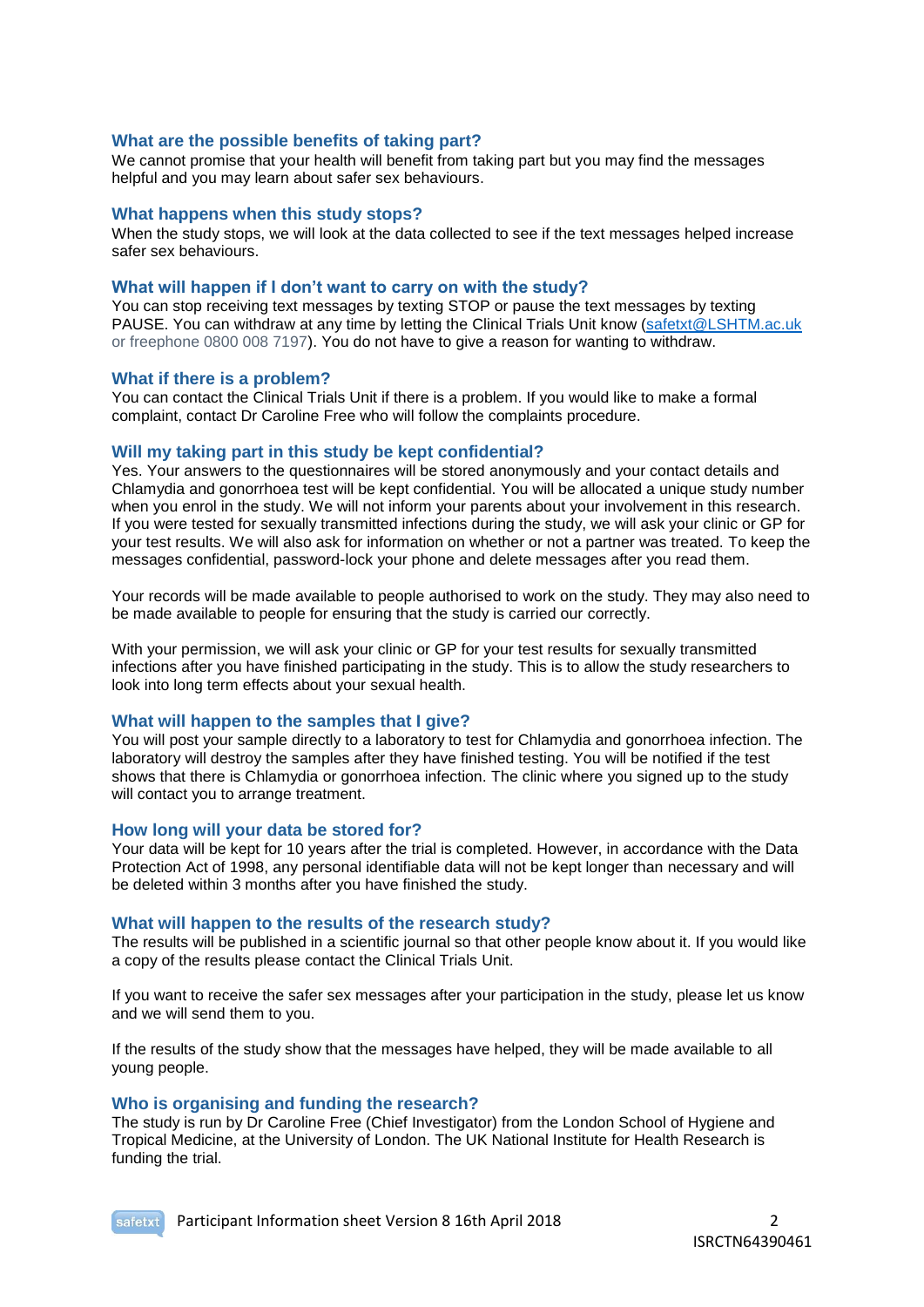### What are the possible benefits of taking part?

We cannot promise that your health will benefit from taking part but you may find the messages helpful and you may learn about safer sex behaviours.

### What happens when this study stops?

When the study stops, we will look at the data collected to see if the text messages helped increase safer sex behaviours.

### What will happen if I don't want to carry on with the study?

You can stop receiving text messages by texting STOP or pause the text messages by texting PAUSE. You can withdraw at any time by letting the Clinical Trials Unit know (safetxt@LSHTM.ac.uk or freephone 0800 008 7197). You do not have to give a reason for wanting to withdraw.

### What if there is a problem?

You can contact the Clinical Trials Unit if there is a problem. If you would like to make a formal complaint, contact Dr Caroline Free who will follow the complaints procedure.

### Will my taking part in this study be kept confidential?

Yes. Your answers to the questionnaires will be stored anonymously and your contact details and Chlamydia and gonorrhoea test will be kept confidential. You will be allocated a unique study number when you enrol in the study. We will not inform your parents about your involvement in this research. If you were tested for sexually transmitted infections during the study, we will ask your clinic or GP for your test results. We will also ask for information on whether or not a partner was treated. To keep the messages confidential, password-lock your phone and delete messages after you read them.

Your records will be made available to people authorised to work on the study. They may also need to be made available to people for ensuring that the study is carried our correctly.

With your permission, we will ask your clinic or GP for your test results for sexually transmitted infections after you have finished participating in the study. This is to allow the study researchers to look into long term effects about your sexual health.

### What will happen to the samples that I give?

You will post your sample directly to a laboratory to test for Chlamydia and gonorrhoea infection. The laboratory will destroy the samples after they have finished testing. You will be notified if the test shows that there is Chlamydia or gonorrhoea infection. The clinic where you signed up to the study will contact you to arrange treatment.

### How long will your data be stored for?

Your data will be kept for 10 years after the trial is completed. However, in accordance with the Data Protection Act of 1998, any personal identifiable data will not be kept longer than necessary and will be deleted within 3 months after you have finished the study.

### What will happen to the results of the research study?

The results will be published in a scientific journal so that other people know about it. If you would like a copy of the results please contact the Clinical Trials Unit.

If you want to receive the safer sex messages after your participation in the study, please let us know and we will send them to you.

If the results of the study show that the messages have helped, they will be made available to all young people.

### Who is organising and funding the research?

The study is run by Dr Caroline Free (Chief Investigator) from the London School of Hygiene and Tropical Medicine, at the University of London. The UK National Institute for Health Research is funding the trial.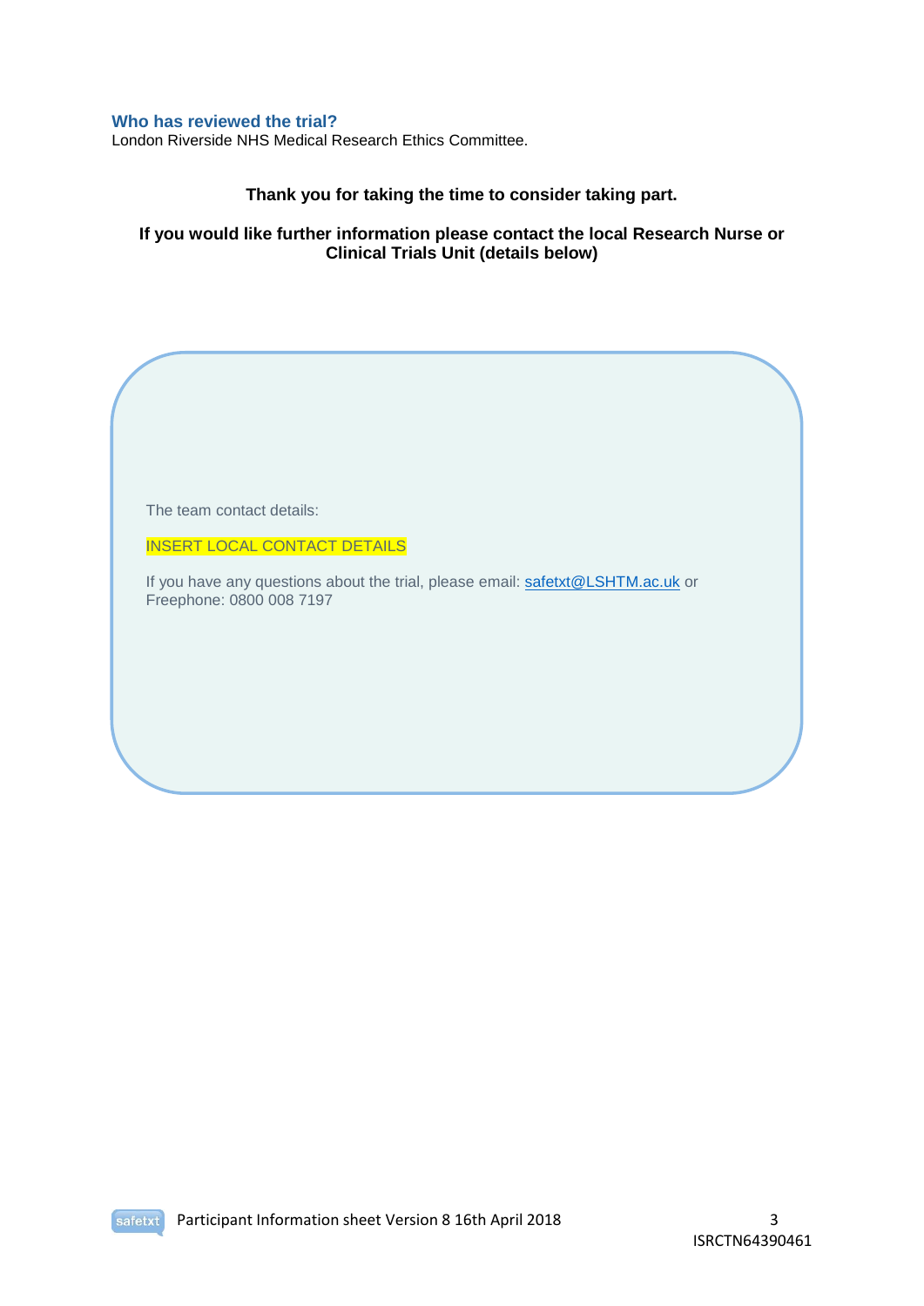### Who has reviewed the trial?

London Riverside NHS Medical Research Ethics Committee.

**Thank you for taking the time to consider taking part.**

**If you would like further information please contact the local Research Nurse or Clinical Trials Unit (details below)**

The team contact details:

INSERT LOCAL CONTACT DETAILS

If you have any questions about the trial, please email: safetxt@LSHTM.ac.uk or Freephone: 0800 008 7197